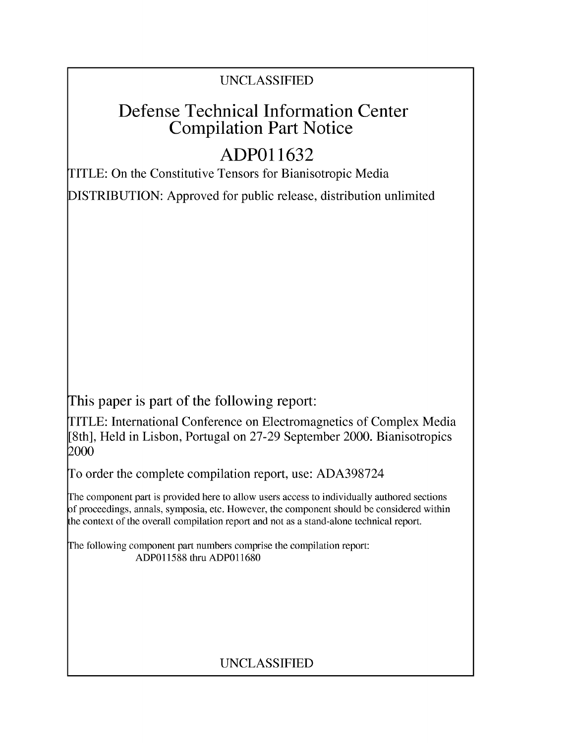UNCLASSIFIED

# Defense Technical Information Center Compilation Part Notice

## ADP011632

TITLE: On the Constitutive Tensors for Bianisotropic Media

DISTRIBUTION: Approved for public release, distribution unlimited

This paper is part of the following report:

TITLE: International Conference on Electromagnetics of Complex Media [8th], Held in Lisbon, Portugal on 27-29 September 2000. Bianisotropics 2000

To order the complete compilation report, use: ADA398724

The component part is provided here to allow users access to individually authored sections of proceedings, annals, symposia, etc. However, the component should be considered within the context of the overall compilation report and not as a stand-alone technical report.

The following component part numbers comprise the compilation report:
ADP011588 thru ADP011680

UNCLASSIFIED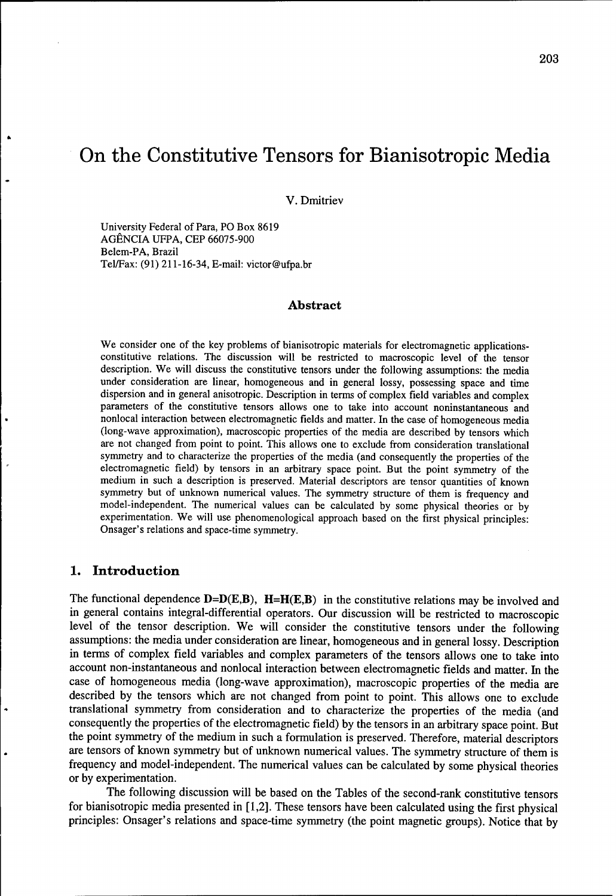// On the Constitutive Tensors for Bianisotropic Media

V. Dmitriev

University Federal of Para, PO Box 8619
AGÊNCIA UFPA, CEP 66075-900
Belem-PA, Brazil
Tel/Fax: (91) 211-16-34, E-mail: victor@ufpa.br

## Abstract

We consider one of the key problems of bianisotropic materials for electromagnetic applications-constitutive relations. The discussion will be restricted to macroscopic level of the tensor description. We will discuss the constitutive tensors under the following assumptions: the media under consideration are linear, homogeneous and in general lossy, possessing space and time dispersion and in general anisotropic. Description in terms of complex field variables and complex parameters of the constitutive tensors allows one to take into account noninstantaneous and nonlocal interaction between electromagnetic fields and matter. In the case of homogeneous media (long-wave approximation), macroscopic properties of the media are described by tensors which are not changed from point to point. This allows one to exclude from consideration translational symmetry and to characterize the properties of the media (and consequently the properties of the electromagnetic field) by tensors in an arbitrary space point. But the point symmetry of the medium in such a description is preserved. Material descriptors are tensor quantities of known symmetry but of unknown numerical values. The symmetry structure of them is frequency and model-independent. The numerical values can be calculated by some physical theories or by experimentation. We will use phenomenological approach based on the first physical principles: Onsager's relations and space-time symmetry.

## 1. Introduction

The functional dependence $\mathbf{D}=\mathbf{D}(\mathbf{E},\mathbf{B})$, $\mathbf{H}=\mathbf{H}(\mathbf{E},\mathbf{B})$ in the constitutive relations may be involved and in general contains integral-differential operators. Our discussion will be restricted to macroscopic level of the tensor description. We will consider the constitutive tensors under the following assumptions: the media under consideration are linear, homogeneous and in general lossy. Description in terms of complex field variables and complex parameters of the tensors allows one to take into account non-instantaneous and nonlocal interaction between electromagnetic fields and matter. In the case of homogeneous media (long-wave approximation), macroscopic properties of the media are described by the tensors which are not changed from point to point. This allows one to exclude translational symmetry from consideration and to characterize the properties of the media (and consequently the properties of the electromagnetic field) by the tensors in an arbitrary space point. But the point symmetry of the medium in such a formulation is preserved. Therefore, material descriptors are tensors of known symmetry but of unknown numerical values. The symmetry structure of them is frequency and model-independent. The numerical values can be calculated by some physical theories or by experimentation.

The following discussion will be based on the Tables of the second-rank constitutive tensors for bianisotropic media presented in [1,2]. These tensors have been calculated using the first physical principles: Onsager's relations and space-time symmetry (the point magnetic groups). Notice that by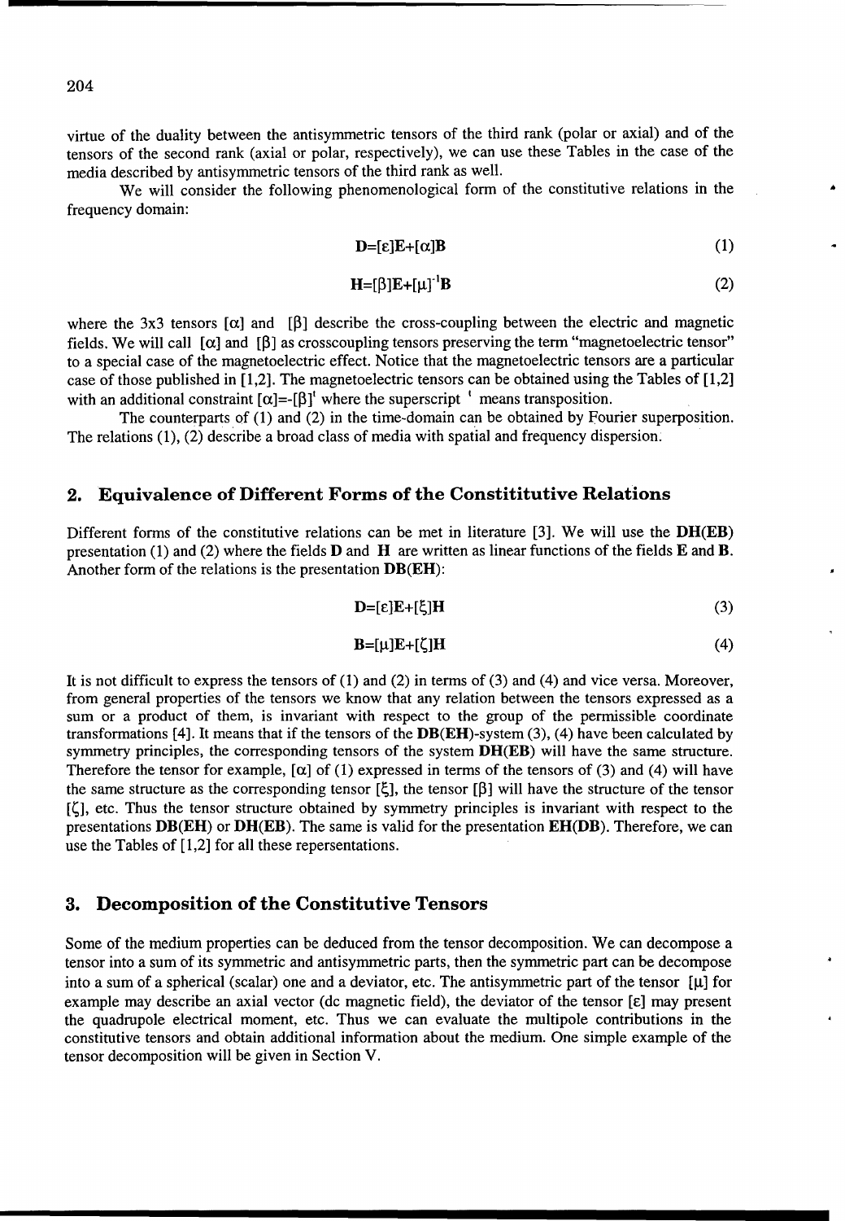virtue of the duality between the antisymmetric tensors of the third rank (polar or axial) and of the tensors of the second rank (axial or polar, respectively), we can use these Tables in the case of the media described by antisymmetric tensors of the third rank as well.

We will consider the following phenomenological form of the constitutive relations in the frequency domain:

$$\mathbf{D}=[\varepsilon]\mathbf{E}+[\alpha]\mathbf{B} \tag{1}$$

$$\mathbf{H}=[\beta]\mathbf{E}+[\mu]^{-1}\mathbf{B} \tag{2}$$

where the 3x3 tensors $[\alpha]$ and $[\beta]$ describe the cross-coupling between the electric and magnetic fields. We will call $[\alpha]$ and $[\beta]$ as crosscoupling tensors preserving the term "magnetoelectric tensor" to a special case of the magnetoelectric effect. Notice that the magnetoelectric tensors are a particular case of those published in [1,2]. The magnetoelectric tensors can be obtained using the Tables of [1,2] with an additional constraint $[\alpha]=-[\beta]^{t}$ where the superscript $^{t}$ means transposition.

The counterparts of (1) and (2) in the time-domain can be obtained by Fourier superposition. The relations (1), (2) describe a broad class of media with spatial and frequency dispersion.

## 2. Equivalence of Different Forms of the Constititutive Relations

Different forms of the constitutive relations can be met in literature [3]. We will use the **DH**(**EB**) presentation (1) and (2) where the fields **D** and **H** are written as linear functions of the fields **E** and **B**. Another form of the relations is the presentation **DB**(**EH**):

$$\mathbf{D}=[\varepsilon]\mathbf{E}+[\xi]\mathbf{H} \tag{3}$$

$$\mathbf{B}=[\mu]\mathbf{E}+[\zeta]\mathbf{H} \tag{4}$$

It is not difficult to express the tensors of (1) and (2) in terms of (3) and (4) and vice versa. Moreover, from general properties of the tensors we know that any relation between the tensors expressed as a sum or a product of them, is invariant with respect to the group of the permissible coordinate transformations [4]. It means that if the tensors of the **DB**(**EH**)-system (3), (4) have been calculated by symmetry principles, the corresponding tensors of the system **DH**(**EB**) will have the same structure. Therefore the tensor for example, $[\alpha]$ of (1) expressed in terms of the tensors of (3) and (4) will have the same structure as the corresponding tensor $[\xi]$, the tensor $[\beta]$ will have the structure of the tensor $[\zeta]$, etc. Thus the tensor structure obtained by symmetry principles is invariant with respect to the presentations **DB**(**EH**) or **DH**(**EB**). The same is valid for the presentation **EH**(**DB**). Therefore, we can use the Tables of [1,2] for all these repersentations.

## 3. Decomposition of the Constitutive Tensors

Some of the medium properties can be deduced from the tensor decomposition. We can decompose a tensor into a sum of its symmetric and antisymmetric parts, then the symmetric part can be decompose into a sum of a spherical (scalar) one and a deviator, etc. The antisymmetric part of the tensor $[\mu]$ for example may describe an axial vector (dc magnetic field), the deviator of the tensor $[\varepsilon]$ may present the quadrupole electrical moment, etc. Thus we can evaluate the multipole contributions in the constitutive tensors and obtain additional information about the medium. One simple example of the tensor decomposition will be given in Section V.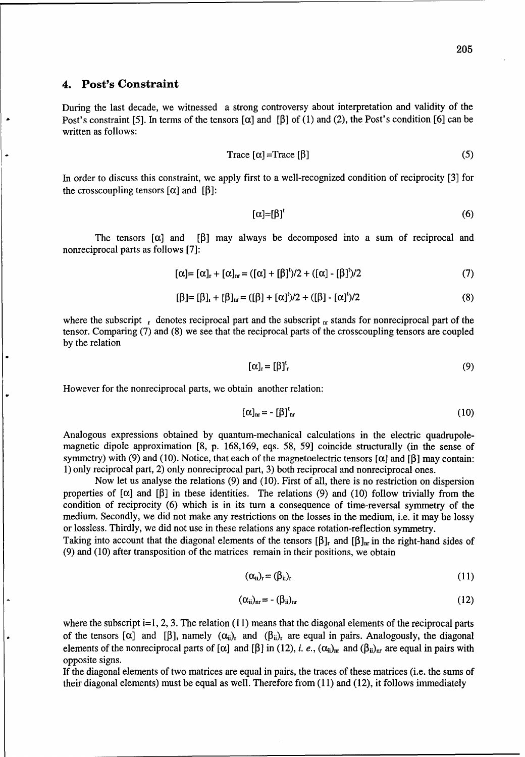## 4. Post's Constraint

During the last decade, we witnessed a strong controversy about interpretation and validity of the Post's constraint [5]. In terms of the tensors $[\alpha]$ and $[\beta]$ of (1) and (2), the Post's condition [6] can be written as follows:

$$\text{Trace } [\alpha] = \text{Trace } [\beta] \tag{5}$$

In order to discuss this constraint, we apply first to a well-recognized condition of reciprocity [3] for the crosscoupling tensors $[\alpha]$ and $[\beta]$:

$$[\alpha]=[\beta]^t \tag{6}$$

The tensors $[\alpha]$ and $[\beta]$ may always be decomposed into a sum of reciprocal and nonreciprocal parts as follows [7]:

$$[\alpha]= [\alpha]_r + [\alpha]_{nr} = ([\alpha] + [\beta]^t)/2 + ([\alpha] - [\beta]^t)/2 \tag{7}$$

$$[\beta]= [\beta]_r + [\beta]_{nr} = ([\beta] + [\alpha]^t)/2 + ([\beta] - [\alpha]^t)/2 \tag{8}$$

where the subscript $_r$ denotes reciprocal part and the subscript $_{nr}$ stands for nonreciprocal part of the tensor. Comparing (7) and (8) we see that the reciprocal parts of the crosscoupling tensors are coupled by the relation

$$[\alpha]_r = [\beta]^t_r \tag{9}$$

However for the nonreciprocal parts, we obtain another relation:

$$[\alpha]_{nr} = - [\beta]^t_{nr} \tag{10}$$

Analogous expressions obtained by quantum-mechanical calculations in the electric quadrupole-magnetic dipole approximation [8, p. 168,169, eqs. 58, 59] coincide structurally (in the sense of symmetry) with (9) and (10). Notice, that each of the magnetoelectric tensors $[\alpha]$ and $[\beta]$ may contain: 1) only reciprocal part, 2) only nonreciprocal part, 3) both reciprocal and nonreciprocal ones.

Now let us analyse the relations (9) and (10). First of all, there is no restriction on dispersion properties of $[\alpha]$ and $[\beta]$ in these identities. The relations (9) and (10) follow trivially from the condition of reciprocity (6) which is in its turn a consequence of time-reversal symmetry of the medium. Secondly, we did not make any restrictions on the losses in the medium, i.e. it may be lossy or lossless. Thirdly, we did not use in these relations any space rotation-reflection symmetry.

Taking into account that the diagonal elements of the tensors $[\beta]_r$ and $[\beta]_{nr}$ in the right-hand sides of (9) and (10) after transposition of the matrices remain in their positions, we obtain

$$(\alpha_{ii})_r = (\beta_{ii})_r \tag{11}$$

$$(\alpha_{ii})_{nr} = - (\beta_{ii})_{nr} \tag{12}$$

where the subscript i=1, 2, 3. The relation (11) means that the diagonal elements of the reciprocal parts of the tensors $[\alpha]$ and $[\beta]$, namely $(\alpha_{ii})_r$ and $(\beta_{ii})_r$ are equal in pairs. Analogously, the diagonal elements of the nonreciprocal parts of $[\alpha]$ and $[\beta]$ in (12), *i. e.*, $(\alpha_{ii})_{nr}$ and $(\beta_{ii})_{nr}$ are equal in pairs with opposite signs.

If the diagonal elements of two matrices are equal in pairs, the traces of these matrices (i.e. the sums of their diagonal elements) must be equal as well. Therefore from (11) and (12), it follows immediately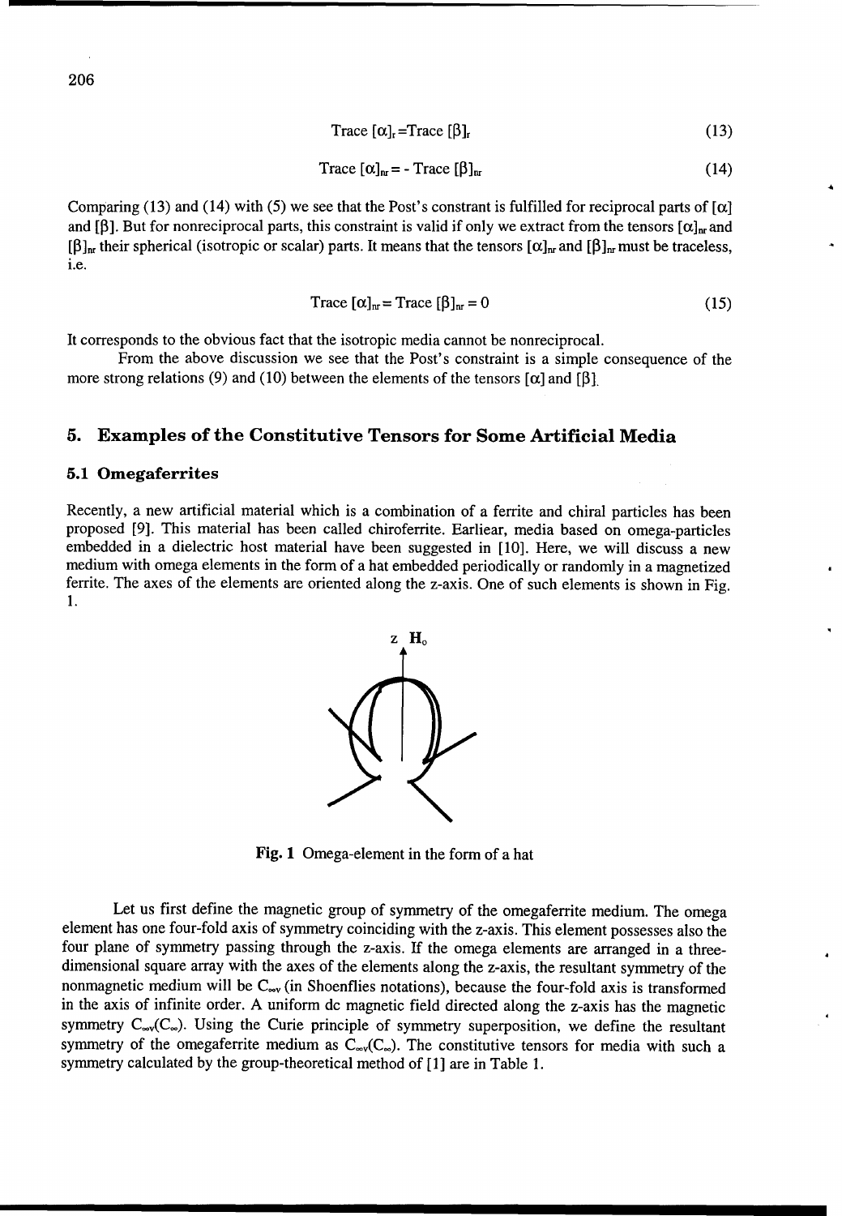$$\text{Trace } [\alpha]_r = \text{Trace } [\beta]_r \tag{13}$$

$$\text{Trace } [\alpha]_{nr} = - \text{Trace } [\beta]_{nr} \tag{14}$$

Comparing (13) and (14) with (5) we see that the Post's constrant is fulfilled for reciprocal parts of $[\alpha]$ and $[\beta]$. But for nonreciprocal parts, this constraint is valid if only we extract from the tensors $[\alpha]_{nr}$ and $[\beta]_{nr}$ their spherical (isotropic or scalar) parts. It means that the tensors $[\alpha]_{nr}$ and $[\beta]_{nr}$ must be traceless, i.e.

$$\text{Trace } [\alpha]_{nr} = \text{Trace } [\beta]_{nr} = 0 \tag{15}$$

It corresponds to the obvious fact that the isotropic media cannot be nonreciprocal.

From the above discussion we see that the Post's constraint is a simple consequence of the more strong relations (9) and (10) between the elements of the tensors $[\alpha]$ and $[\beta]$.

## 5. Examples of the Constitutive Tensors for Some Artificial Media

### 5.1 Omegaferrites

Recently, a new artificial material which is a combination of a ferrite and chiral particles has been proposed [9]. This material has been called chiroferrite. Earliear, media based on omega-particles embedded in a dielectric host material have been suggested in [10]. Here, we will discuss a new medium with omega elements in the form of a hat embedded periodically or randomly in a magnetized ferrite. The axes of the elements are oriented along the z-axis. One of such elements is shown in Fig. 1.

**Fig. 1** Omega-element in the form of a hat

Let us first define the magnetic group of symmetry of the omegaferrite medium. The omega element has one four-fold axis of symmetry coinciding with the z-axis. This element possesses also the four plane of symmetry passing through the z-axis. If the omega elements are arranged in a three-dimensional square array with the axes of the elements along the z-axis, the resultant symmetry of the nonmagnetic medium will be $C_{\infty v}$ (in Shoenflies notations), because the four-fold axis is transformed in the axis of infinite order. A uniform dc magnetic field directed along the z-axis has the magnetic symmetry $C_{\infty v}(C_{\infty})$. Using the Curie principle of symmetry superposition, we define the resultant symmetry of the omegaferrite medium as $C_{\infty v}(C_{\infty})$. The constitutive tensors for media with such a symmetry calculated by the group-theoretical method of [1] are in Table 1.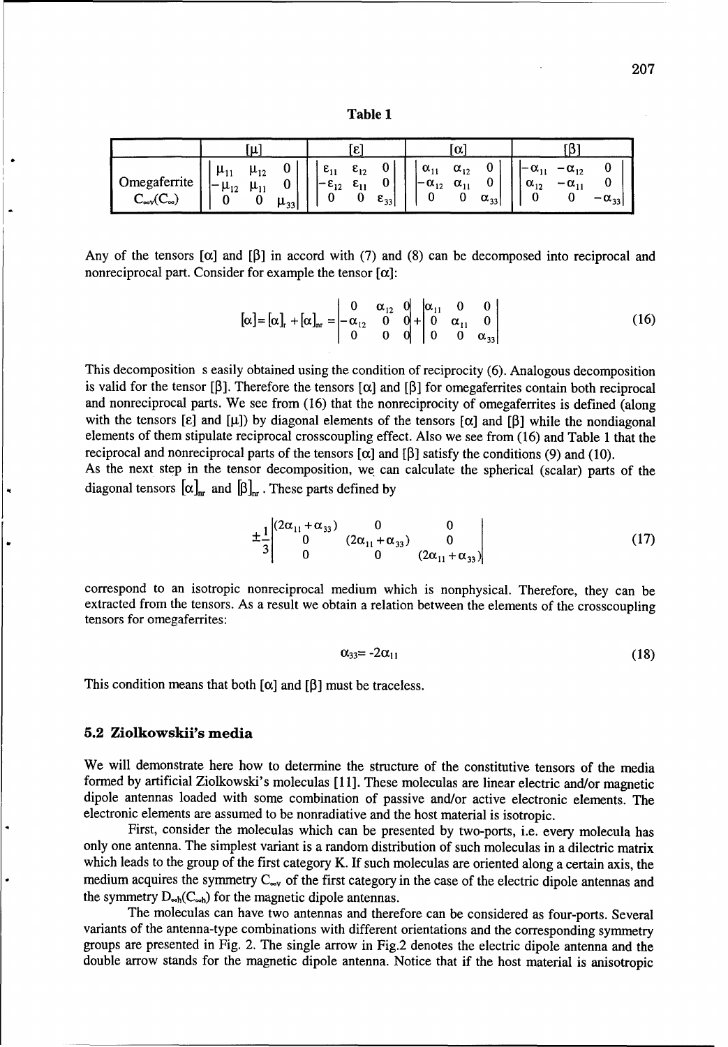**Table 1**

| | $[\mu]$ | $[\varepsilon]$ | $[\alpha]$ | $[\beta]$ |
|---|---|---|---|---|
| Omegaferrite $C_{\infty v}(C_\infty)$ | $\begin{vmatrix} \mu_{11} & \mu_{12} & 0 \\ -\mu_{12} & \mu_{11} & 0 \\ 0 & 0 & \mu_{33} \end{vmatrix}$ | $\begin{vmatrix} \varepsilon_{11} & \varepsilon_{12} & 0 \\ -\varepsilon_{12} & \varepsilon_{11} & 0 \\ 0 & 0 & \varepsilon_{33} \end{vmatrix}$ | $\begin{vmatrix} \alpha_{11} & \alpha_{12} & 0 \\ -\alpha_{12} & \alpha_{11} & 0 \\ 0 & 0 & \alpha_{33} \end{vmatrix}$ | $\begin{vmatrix} -\alpha_{11} & -\alpha_{12} & 0 \\ \alpha_{12} & -\alpha_{11} & 0 \\ 0 & 0 & -\alpha_{33} \end{vmatrix}$ |

Any of the tensors $[\alpha]$ and $[\beta]$ in accord with (7) and (8) can be decomposed into reciprocal and nonreciprocal part. Consider for example the tensor $[\alpha]$:

$$[\alpha] = [\alpha]_r + [\alpha]_{nr} = \begin{vmatrix} 0 & \alpha_{12} & 0 \\ -\alpha_{12} & 0 & 0 \\ 0 & 0 & 0 \end{vmatrix} + \begin{vmatrix} \alpha_{11} & 0 & 0 \\ 0 & \alpha_{11} & 0 \\ 0 & 0 & \alpha_{33} \end{vmatrix} \tag{16}$$

This decomposition s easily obtained using the condition of reciprocity (6). Analogous decomposition is valid for the tensor $[\beta]$. Therefore the tensors $[\alpha]$ and $[\beta]$ for omegaferrites contain both reciprocal and nonreciprocal parts. We see from (16) that the nonreciprocity of omegaferrites is defined (along with the tensors $[\varepsilon]$ and $[\mu]$) by diagonal elements of the tensors $[\alpha]$ and $[\beta]$ while the nondiagonal elements of them stipulate reciprocal crosscoupling effect. Also we see from (16) and Table 1 that the reciprocal and nonreciprocal parts of the tensors $[\alpha]$ and $[\beta]$ satisfy the conditions (9) and (10).

As the next step in the tensor decomposition, we can calculate the spherical (scalar) parts of the diagonal tensors $[\alpha]_{nr}$ and $[\beta]_{nr}$. These parts defined by

$$\pm\frac{1}{3}\begin{vmatrix} (2\alpha_{11}+\alpha_{33}) & 0 & 0 \\ 0 & (2\alpha_{11}+\alpha_{33}) & 0 \\ 0 & 0 & (2\alpha_{11}+\alpha_{33}) \end{vmatrix} \tag{17}$$

correspond to an isotropic nonreciprocal medium which is nonphysical. Therefore, they can be extracted from the tensors. As a result we obtain a relation between the elements of the crosscoupling tensors for omegaferrites:

$$\alpha_{33} = -2\alpha_{11} \tag{18}$$

This condition means that both $[\alpha]$ and $[\beta]$ must be traceless.

### 5.2 Ziolkowskii's media

We will demonstrate here how to determine the structure of the constitutive tensors of the media formed by artificial Ziolkowski's moleculas [11]. These moleculas are linear electric and/or magnetic dipole antennas loaded with some combination of passive and/or active electronic elements. The electronic elements are assumed to be nonradiative and the host material is isotropic.

First, consider the moleculas which can be presented by two-ports, i.e. every molecula has only one antenna. The simplest variant is a random distribution of such moleculas in a dilectric matrix which leads to the group of the first category K. If such moleculas are oriented along a certain axis, the medium acquires the symmetry $C_{\infty v}$ of the first category in the case of the electric dipole antennas and the symmetry $D_{\infty h}(C_{\infty h})$ for the magnetic dipole antennas.

The moleculas can have two antennas and therefore can be considered as four-ports. Several variants of the antenna-type combinations with different orientations and the corresponding symmetry groups are presented in Fig. 2. The single arrow in Fig.2 denotes the electric dipole antenna and the double arrow stands for the magnetic dipole antenna. Notice that if the host material is anisotropic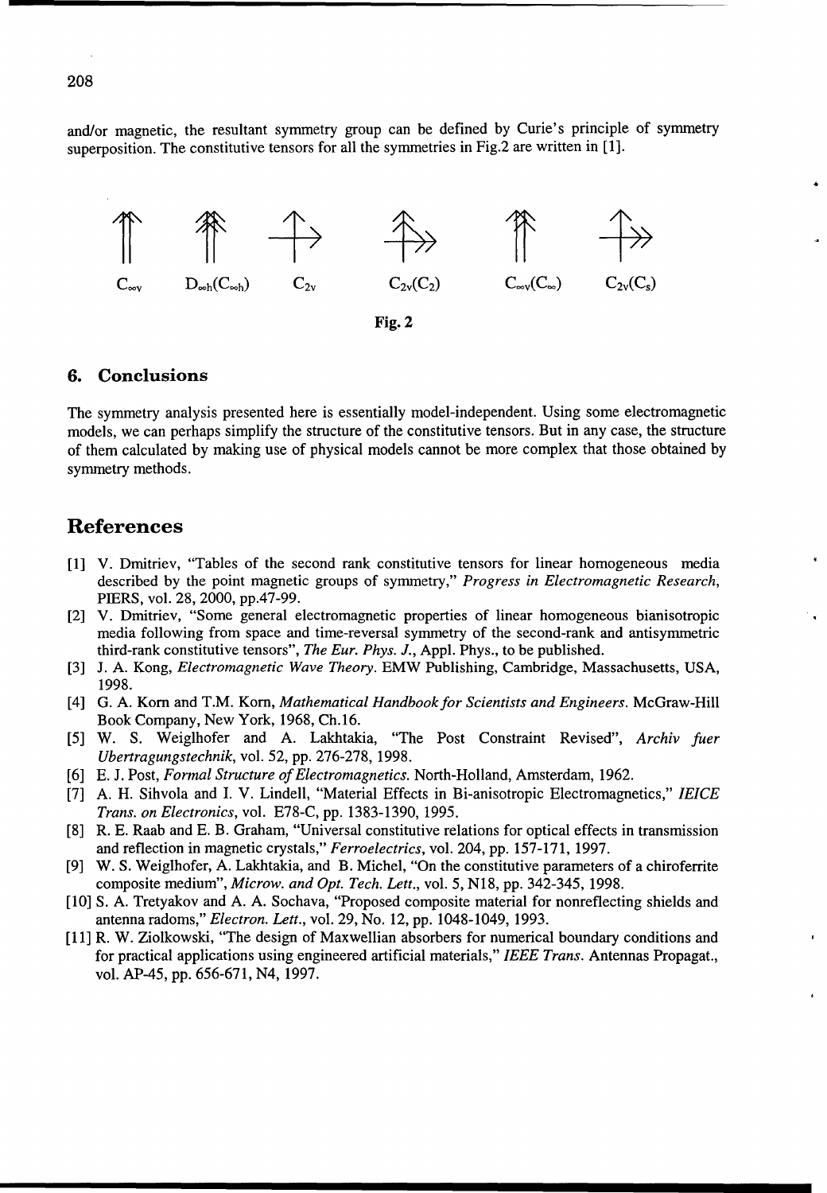and/or magnetic, the resultant symmetry group can be defined by Curie's principle of symmetry superposition. The constitutive tensors for all the symmetries in Fig.2 are written in [1].

$C_{\infty v}$ $D_{\infty h}(C_{\infty h})$ $C_{2v}$ $C_{2v}(C_2)$ $C_{\infty v}(C_\infty)$ $C_{2v}(C_s)$

**Fig. 2**

## 6. Conclusions

The symmetry analysis presented here is essentially model-independent. Using some electromagnetic models, we can perhaps simplify the structure of the constitutive tensors. But in any case, the structure of them calculated by making use of physical models cannot be more complex that those obtained by symmetry methods.

# References

[1] V. Dmitriev, "Tables of the second rank constitutive tensors for linear homogeneous media described by the point magnetic groups of symmetry," *Progress in Electromagnetic Research*, PIERS, vol. 28, 2000, pp.47-99.

[2] V. Dmitriev, "Some general electromagnetic properties of linear homogeneous bianisotropic media following from space and time-reversal symmetry of the second-rank and antisymmetric third-rank constitutive tensors", *The Eur. Phys. J.*, Appl. Phys., to be published.

[3] J. A. Kong, *Electromagnetic Wave Theory*. EMW Publishing, Cambridge, Massachusetts, USA, 1998.

[4] G. A. Korn and T.M. Korn, *Mathematical Handbook for Scientists and Engineers*. McGraw-Hill Book Company, New York, 1968, Ch.16.

[5] W. S. Weiglhofer and A. Lakhtakia, "The Post Constraint Revised", *Archiv fuer Ubertragungstechnik*, vol. 52, pp. 276-278, 1998.

[6] E. J. Post, *Formal Structure of Electromagnetics*. North-Holland, Amsterdam, 1962.

[7] A. H. Sihvola and I. V. Lindell, "Material Effects in Bi-anisotropic Electromagnetics," *IEICE Trans. on Electronics*, vol. E78-C, pp. 1383-1390, 1995.

[8] R. E. Raab and E. B. Graham, "Universal constitutive relations for optical effects in transmission and reflection in magnetic crystals," *Ferroelectrics*, vol. 204, pp. 157-171, 1997.

[9] W. S. Weiglhofer, A. Lakhtakia, and B. Michel, "On the constitutive parameters of a chiroferrite composite medium", *Microw. and Opt. Tech. Lett.*, vol. 5, N18, pp. 342-345, 1998.

[10] S. A. Tretyakov and A. A. Sochava, "Proposed composite material for nonreflecting shields and antenna radoms," *Electron. Lett.*, vol. 29, No. 12, pp. 1048-1049, 1993.

[11] R. W. Ziolkowski, "The design of Maxwellian absorbers for numerical boundary conditions and for practical applications using engineered artificial materials," *IEEE Trans.* Antennas Propagat., vol. AP-45, pp. 656-671, N4, 1997.